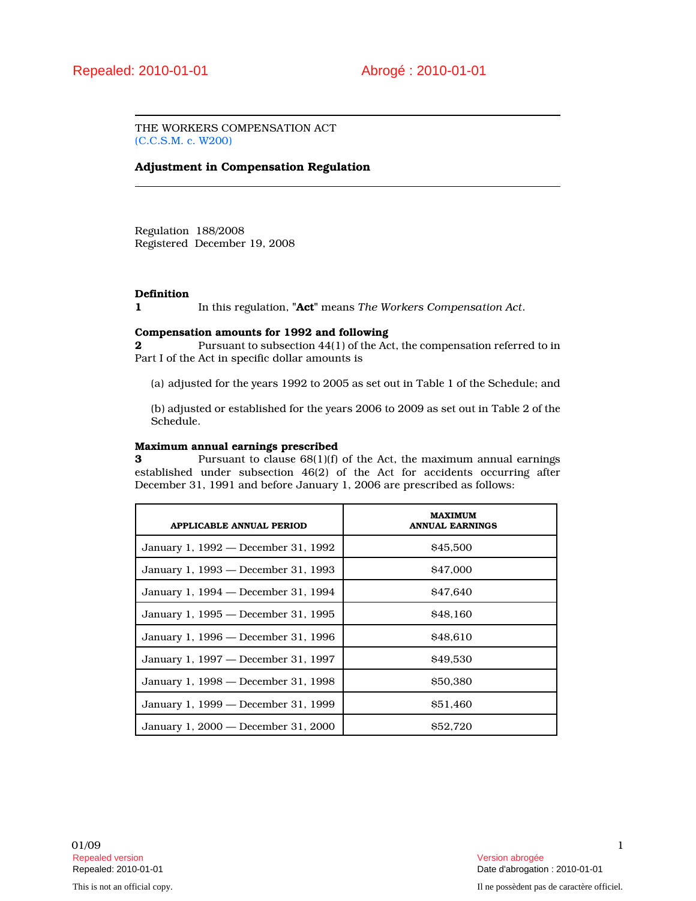Repealed: 2010-01-01 Abrogé : 2010-01-01

THE WORKERS COMPENSATION ACT
(C.C.S.M. c. W200)

**Adjustment in Compensation Regulation**

Regulation 188/2008
Registered December 19, 2008

**Definition**

**1** In this regulation, "**Act**" means *The Workers Compensation Act*.

**Compensation amounts for 1992 and following**

**2** Pursuant to subsection 44(1) of the Act, the compensation referred to in Part I of the Act in specific dollar amounts is

(a) adjusted for the years 1992 to 2005 as set out in Table 1 of the Schedule; and

(b) adjusted or established for the years 2006 to 2009 as set out in Table 2 of the Schedule.

**Maximum annual earnings prescribed**

**3** Pursuant to clause 68(1)(f) of the Act, the maximum annual earnings established under subsection 46(2) of the Act for accidents occurring after December 31, 1991 and before January 1, 2006 are prescribed as follows:

| APPLICABLE ANNUAL PERIOD | MAXIMUM ANNUAL EARNINGS |
|---|---|
| January 1, 1992 — December 31, 1992 | $45,500 |
| January 1, 1993 — December 31, 1993 | $47,000 |
| January 1, 1994 — December 31, 1994 | $47,640 |
| January 1, 1995 — December 31, 1995 | $48,160 |
| January 1, 1996 — December 31, 1996 | $48,610 |
| January 1, 1997 — December 31, 1997 | $49,530 |
| January 1, 1998 — December 31, 1998 | $50,380 |
| January 1, 1999 — December 31, 1999 | $51,460 |
| January 1, 2000 — December 31, 2000 | $52,720 |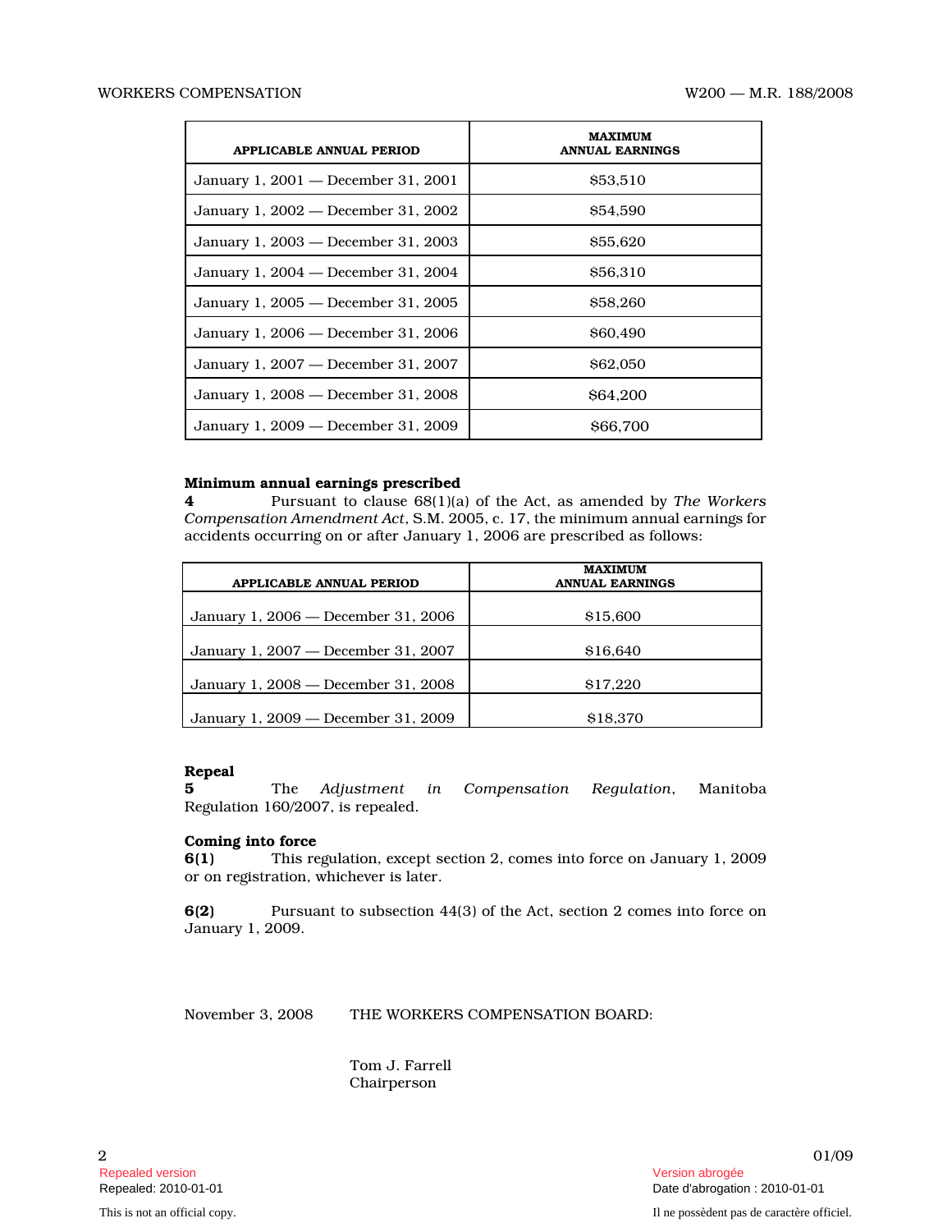| APPLICABLE ANNUAL PERIOD | MAXIMUM ANNUAL EARNINGS |
|---|---|
| January 1, 2001 — December 31, 2001 | $53,510 |
| January 1, 2002 — December 31, 2002 | $54,590 |
| January 1, 2003 — December 31, 2003 | $55,620 |
| January 1, 2004 — December 31, 2004 | $56,310 |
| January 1, 2005 — December 31, 2005 | $58,260 |
| January 1, 2006 — December 31, 2006 | $60,490 |
| January 1, 2007 — December 31, 2007 | $62,050 |
| January 1, 2008 — December 31, 2008 | $64,200 |
| January 1, 2009 — December 31, 2009 | $66,700 |

**Minimum annual earnings prescribed**

**4** Pursuant to clause 68(1)(a) of the Act, as amended by *The Workers Compensation Amendment Act*, S.M. 2005, c. 17, the minimum annual earnings for accidents occurring on or after January 1, 2006 are prescribed as follows:

| APPLICABLE ANNUAL PERIOD | MAXIMUM ANNUAL EARNINGS |
|---|---|
| January 1, 2006 — December 31, 2006 | $15,600 |
| January 1, 2007 — December 31, 2007 | $16,640 |
| January 1, 2008 — December 31, 2008 | $17,220 |
| January 1, 2009 — December 31, 2009 | $18,370 |

**Repeal**

**5** The *Adjustment in Compensation Regulation*, Manitoba Regulation 160/2007, is repealed.

**Coming into force**

**6(1)** This regulation, except section 2, comes into force on January 1, 2009 or on registration, whichever is later.

**6(2)** Pursuant to subsection 44(3) of the Act, section 2 comes into force on January 1, 2009.

November 3, 2008 THE WORKERS COMPENSATION BOARD:

Tom J. Farrell
Chairperson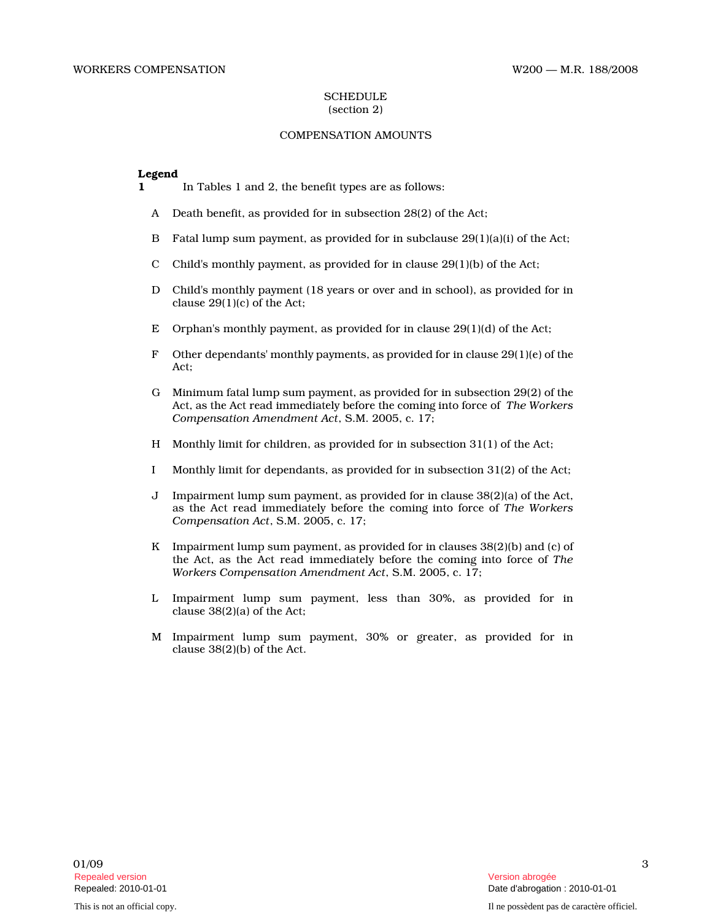SCHEDULE
(section 2)

COMPENSATION AMOUNTS

**Legend**

**1** In Tables 1 and 2, the benefit types are as follows:

A Death benefit, as provided for in subsection 28(2) of the Act;

B Fatal lump sum payment, as provided for in subclause 29(1)(a)(i) of the Act;

C Child's monthly payment, as provided for in clause 29(1)(b) of the Act;

D Child's monthly payment (18 years or over and in school), as provided for in clause 29(1)(c) of the Act;

E Orphan's monthly payment, as provided for in clause 29(1)(d) of the Act;

F Other dependants' monthly payments, as provided for in clause 29(1)(e) of the Act;

G Minimum fatal lump sum payment, as provided for in subsection 29(2) of the Act, as the Act read immediately before the coming into force of *The Workers Compensation Amendment Act*, S.M. 2005, c. 17;

H Monthly limit for children, as provided for in subsection 31(1) of the Act;

I Monthly limit for dependants, as provided for in subsection 31(2) of the Act;

J Impairment lump sum payment, as provided for in clause 38(2)(a) of the Act, as the Act read immediately before the coming into force of *The Workers Compensation Act*, S.M. 2005, c. 17;

K Impairment lump sum payment, as provided for in clauses 38(2)(b) and (c) of the Act, as the Act read immediately before the coming into force of *The Workers Compensation Amendment Act*, S.M. 2005, c. 17;

L Impairment lump sum payment, less than 30%, as provided for in clause 38(2)(a) of the Act;

M Impairment lump sum payment, 30% or greater, as provided for in clause 38(2)(b) of the Act.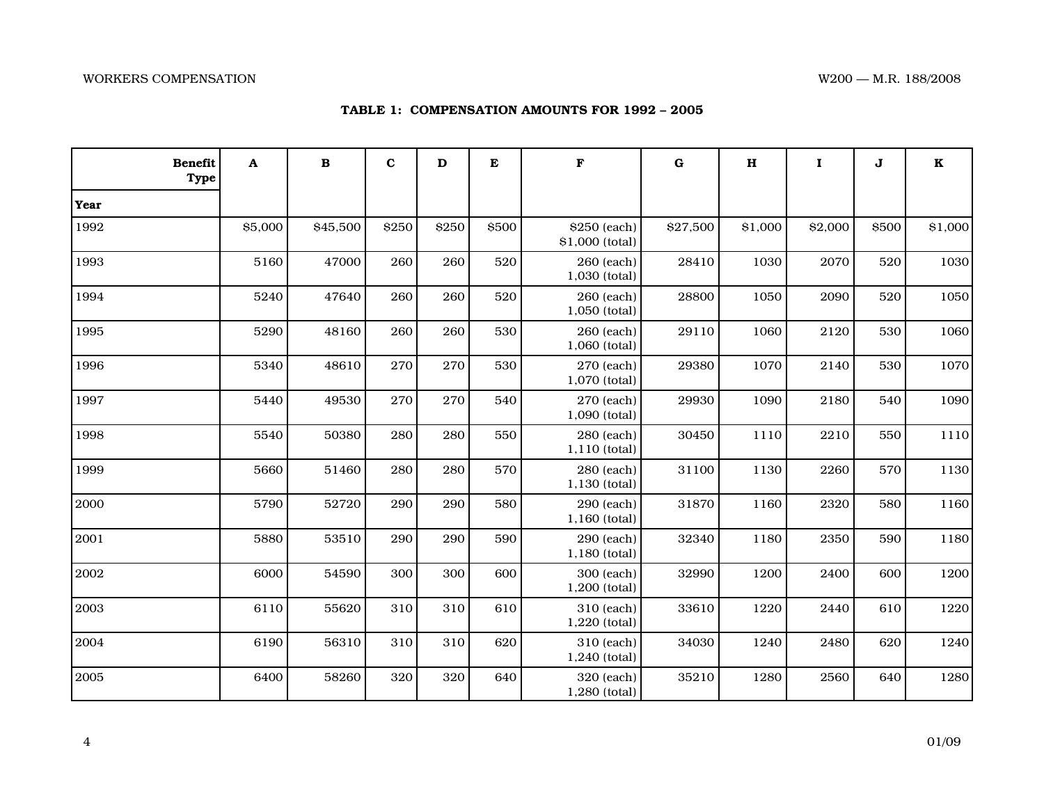**TABLE 1: COMPENSATION AMOUNTS FOR 1992 – 2005**

| Benefit Type / Year | A | B | C | D | E | F | G | H | I | J | K |
|---|---|---|---|---|---|---|---|---|---|---|---|
| 1992 | $5,000 | $45,500 | $250 | $250 | $500 | $250 (each) $1,000 (total) | $27,500 | $1,000 | $2,000 | $500 | $1,000 |
| 1993 | 5160 | 47000 | 260 | 260 | 520 | 260 (each) 1,030 (total) | 28410 | 1030 | 2070 | 520 | 1030 |
| 1994 | 5240 | 47640 | 260 | 260 | 520 | 260 (each) 1,050 (total) | 28800 | 1050 | 2090 | 520 | 1050 |
| 1995 | 5290 | 48160 | 260 | 260 | 530 | 260 (each) 1,060 (total) | 29110 | 1060 | 2120 | 530 | 1060 |
| 1996 | 5340 | 48610 | 270 | 270 | 530 | 270 (each) 1,070 (total) | 29380 | 1070 | 2140 | 530 | 1070 |
| 1997 | 5440 | 49530 | 270 | 270 | 540 | 270 (each) 1,090 (total) | 29930 | 1090 | 2180 | 540 | 1090 |
| 1998 | 5540 | 50380 | 280 | 280 | 550 | 280 (each) 1,110 (total) | 30450 | 1110 | 2210 | 550 | 1110 |
| 1999 | 5660 | 51460 | 280 | 280 | 570 | 280 (each) 1,130 (total) | 31100 | 1130 | 2260 | 570 | 1130 |
| 2000 | 5790 | 52720 | 290 | 290 | 580 | 290 (each) 1,160 (total) | 31870 | 1160 | 2320 | 580 | 1160 |
| 2001 | 5880 | 53510 | 290 | 290 | 590 | 290 (each) 1,180 (total) | 32340 | 1180 | 2350 | 590 | 1180 |
| 2002 | 6000 | 54590 | 300 | 300 | 600 | 300 (each) 1,200 (total) | 32990 | 1200 | 2400 | 600 | 1200 |
| 2003 | 6110 | 55620 | 310 | 310 | 610 | 310 (each) 1,220 (total) | 33610 | 1220 | 2440 | 610 | 1220 |
| 2004 | 6190 | 56310 | 310 | 310 | 620 | 310 (each) 1,240 (total) | 34030 | 1240 | 2480 | 620 | 1240 |
| 2005 | 6400 | 58260 | 320 | 320 | 640 | 320 (each) 1,280 (total) | 35210 | 1280 | 2560 | 640 | 1280 |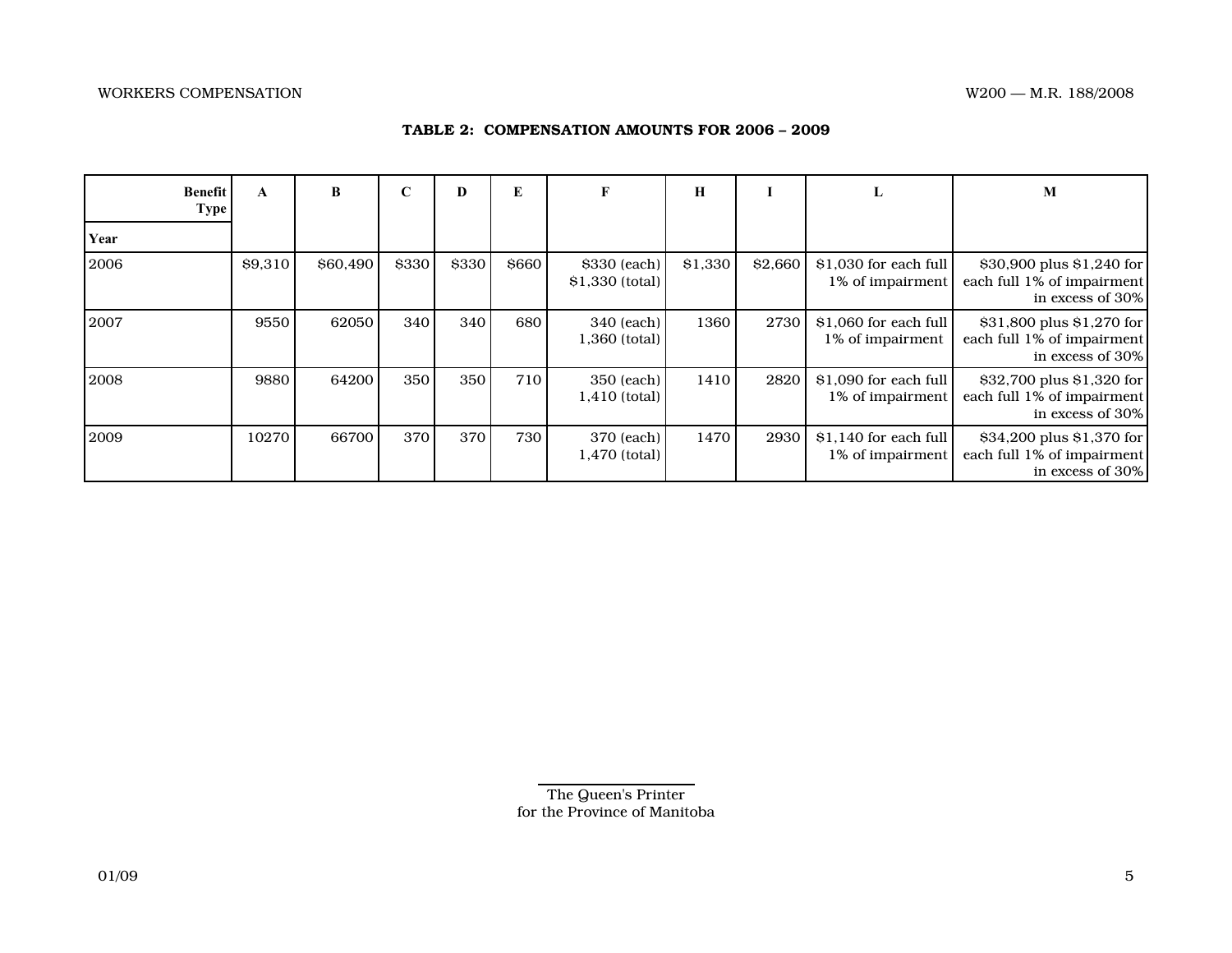## TABLE 2: COMPENSATION AMOUNTS FOR 2006 – 2009

| Benefit Type / Year | A | B | C | D | E | F | H | I | L | M |
|---|---|---|---|---|---|---|---|---|---|---|
| 2006 | $9,310 | $60,490 | $330 | $330 | $660 | $330 (each) $1,330 (total) | $1,330 | $2,660 | $1,030 for each full 1% of impairment | $30,900 plus $1,240 for each full 1% of impairment in excess of 30% |
| 2007 | 9550 | 62050 | 340 | 340 | 680 | 340 (each) 1,360 (total) | 1360 | 2730 | $1,060 for each full 1% of impairment | $31,800 plus $1,270 for each full 1% of impairment in excess of 30% |
| 2008 | 9880 | 64200 | 350 | 350 | 710 | 350 (each) 1,410 (total) | 1410 | 2820 | $1,090 for each full 1% of impairment | $32,700 plus $1,320 for each full 1% of impairment in excess of 30% |
| 2009 | 10270 | 66700 | 370 | 370 | 730 | 370 (each) 1,470 (total) | 1470 | 2930 | $1,140 for each full 1% of impairment | $34,200 plus $1,370 for each full 1% of impairment in excess of 30% |

The Queen's Printer
for the Province of Manitoba